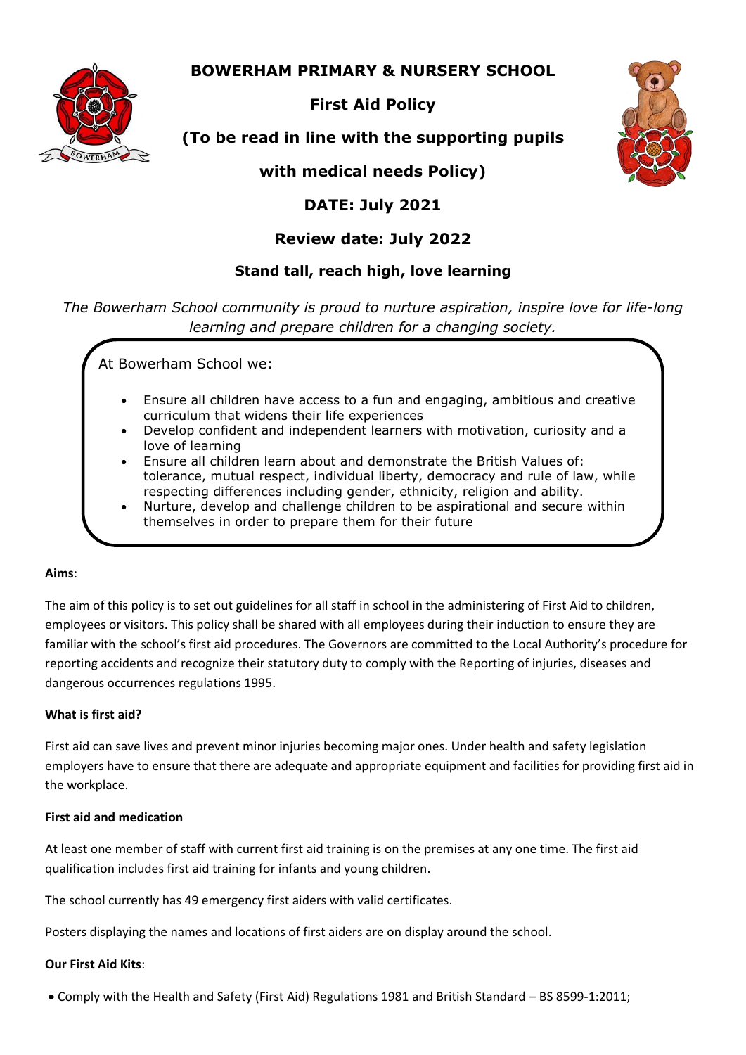# BOWERHAM PRIMARY & NURSERY SCHOOL

## First Aid Policy

## (To be read in line with the supporting pupils with medical needs Policy)

## DATE: July 2021

## Review date: July 2022

### Stand tall, reach high, love learning

*The Bowerham School community is proud to nurture aspiration, inspire love for life-long learning and prepare children for a changing society.*

At Bowerham School we:

- Ensure all children have access to a fun and engaging, ambitious and creative curriculum that widens their life experiences
- Develop confident and independent learners with motivation, curiosity and a love of learning
- Ensure all children learn about and demonstrate the British Values of: tolerance, mutual respect, individual liberty, democracy and rule of law, while respecting differences including gender, ethnicity, religion and ability.
- Nurture, develop and challenge children to be aspirational and secure within themselves in order to prepare them for their future

**Aims**:

The aim of this policy is to set out guidelines for all staff in school in the administering of First Aid to children, employees or visitors. This policy shall be shared with all employees during their induction to ensure they are familiar with the school's first aid procedures. The Governors are committed to the Local Authority's procedure for reporting accidents and recognize their statutory duty to comply with the Reporting of injuries, diseases and dangerous occurrences regulations 1995.

**What is first aid?**

First aid can save lives and prevent minor injuries becoming major ones. Under health and safety legislation employers have to ensure that there are adequate and appropriate equipment and facilities for providing first aid in the workplace.

**First aid and medication**

At least one member of staff with current first aid training is on the premises at any one time. The first aid qualification includes first aid training for infants and young children.

The school currently has 49 emergency first aiders with valid certificates.

Posters displaying the names and locations of first aiders are on display around the school.

**Our First Aid Kits**:

- Comply with the Health and Safety (First Aid) Regulations 1981 and British Standard – BS 8599-1:2011;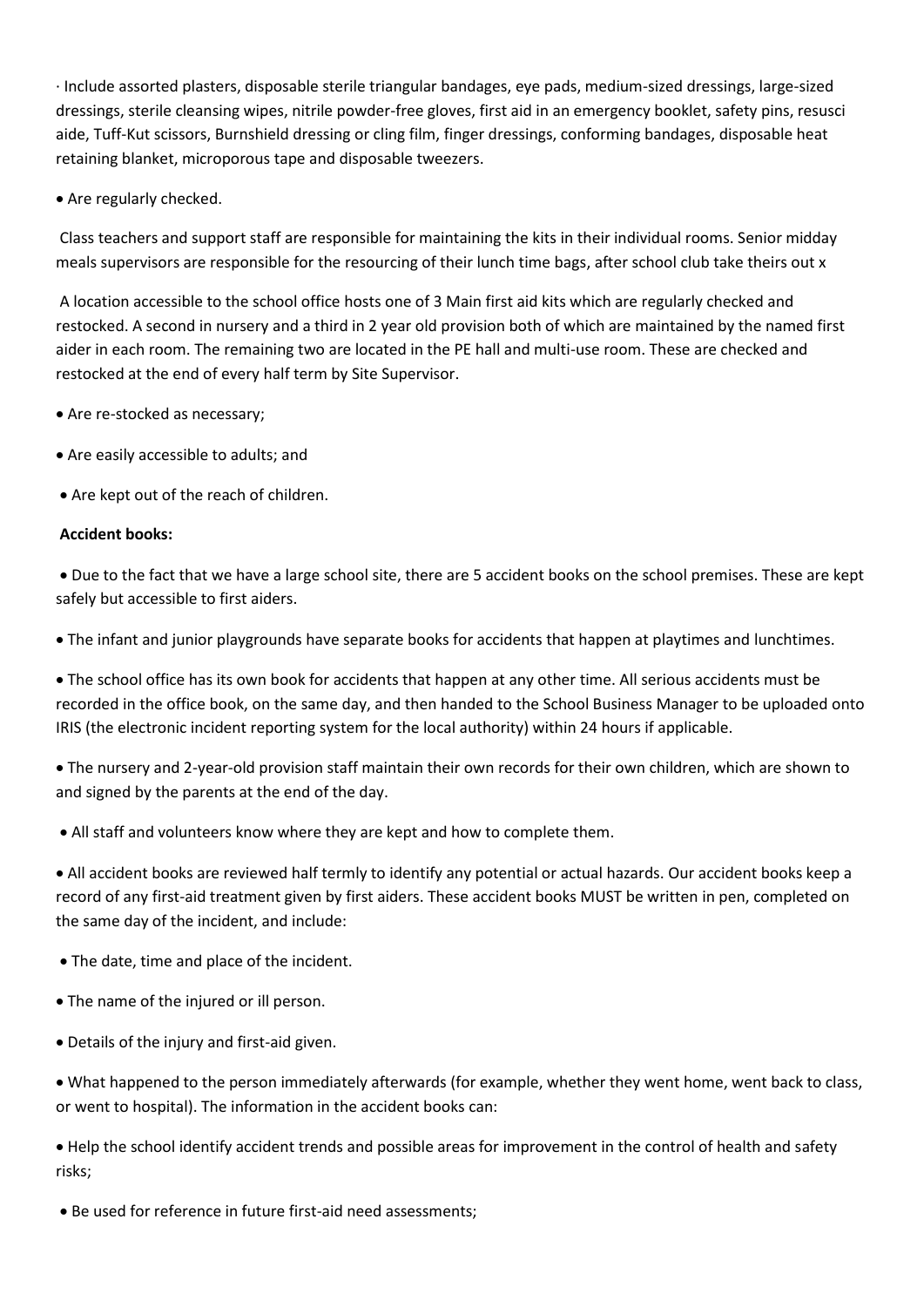· Include assorted plasters, disposable sterile triangular bandages, eye pads, medium-sized dressings, large-sized dressings, sterile cleansing wipes, nitrile powder-free gloves, first aid in an emergency booklet, safety pins, resusci aide, Tuff-Kut scissors, Burnshield dressing or cling film, finger dressings, conforming bandages, disposable heat retaining blanket, microporous tape and disposable tweezers.

- Are regularly checked.

Class teachers and support staff are responsible for maintaining the kits in their individual rooms. Senior midday meals supervisors are responsible for the resourcing of their lunch time bags, after school club take theirs out x

A location accessible to the school office hosts one of 3 Main first aid kits which are regularly checked and restocked. A second in nursery and a third in 2 year old provision both of which are maintained by the named first aider in each room. The remaining two are located in the PE hall and multi-use room. These are checked and restocked at the end of every half term by Site Supervisor.

- Are re-stocked as necessary;
- Are easily accessible to adults; and
- Are kept out of the reach of children.

**Accident books:**

- Due to the fact that we have a large school site, there are 5 accident books on the school premises. These are kept safely but accessible to first aiders.
- The infant and junior playgrounds have separate books for accidents that happen at playtimes and lunchtimes.
- The school office has its own book for accidents that happen at any other time. All serious accidents must be recorded in the office book, on the same day, and then handed to the School Business Manager to be uploaded onto IRIS (the electronic incident reporting system for the local authority) within 24 hours if applicable.
- The nursery and 2-year-old provision staff maintain their own records for their own children, which are shown to and signed by the parents at the end of the day.
- All staff and volunteers know where they are kept and how to complete them.
- All accident books are reviewed half termly to identify any potential or actual hazards. Our accident books keep a record of any first-aid treatment given by first aiders. These accident books MUST be written in pen, completed on the same day of the incident, and include:
- The date, time and place of the incident.
- The name of the injured or ill person.
- Details of the injury and first-aid given.
- What happened to the person immediately afterwards (for example, whether they went home, went back to class, or went to hospital). The information in the accident books can:
- Help the school identify accident trends and possible areas for improvement in the control of health and safety risks;
- Be used for reference in future first-aid need assessments;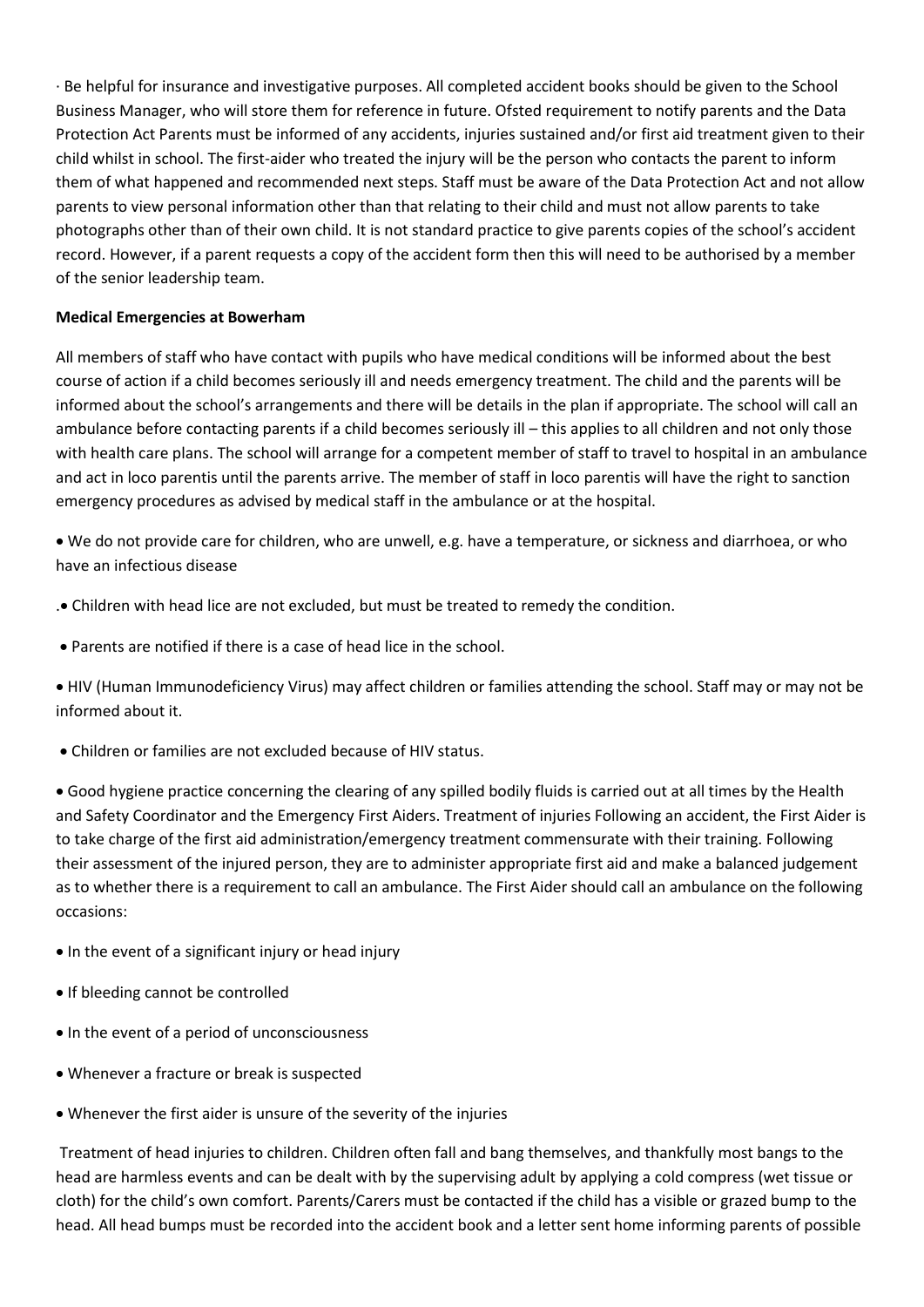· Be helpful for insurance and investigative purposes. All completed accident books should be given to the School Business Manager, who will store them for reference in future. Ofsted requirement to notify parents and the Data Protection Act Parents must be informed of any accidents, injuries sustained and/or first aid treatment given to their child whilst in school. The first-aider who treated the injury will be the person who contacts the parent to inform them of what happened and recommended next steps. Staff must be aware of the Data Protection Act and not allow parents to view personal information other than that relating to their child and must not allow parents to take photographs other than of their own child. It is not standard practice to give parents copies of the school's accident record. However, if a parent requests a copy of the accident form then this will need to be authorised by a member of the senior leadership team.

**Medical Emergencies at Bowerham**

All members of staff who have contact with pupils who have medical conditions will be informed about the best course of action if a child becomes seriously ill and needs emergency treatment. The child and the parents will be informed about the school's arrangements and there will be details in the plan if appropriate. The school will call an ambulance before contacting parents if a child becomes seriously ill – this applies to all children and not only those with health care plans. The school will arrange for a competent member of staff to travel to hospital in an ambulance and act in loco parentis until the parents arrive. The member of staff in loco parentis will have the right to sanction emergency procedures as advised by medical staff in the ambulance or at the hospital.

- We do not provide care for children, who are unwell, e.g. have a temperature, or sickness and diarrhoea, or who have an infectious disease

.• Children with head lice are not excluded, but must be treated to remedy the condition.

- Parents are notified if there is a case of head lice in the school.
- HIV (Human Immunodeficiency Virus) may affect children or families attending the school. Staff may or may not be informed about it.
- Children or families are not excluded because of HIV status.
- Good hygiene practice concerning the clearing of any spilled bodily fluids is carried out at all times by the Health and Safety Coordinator and the Emergency First Aiders. Treatment of injuries Following an accident, the First Aider is to take charge of the first aid administration/emergency treatment commensurate with their training. Following their assessment of the injured person, they are to administer appropriate first aid and make a balanced judgement as to whether there is a requirement to call an ambulance. The First Aider should call an ambulance on the following occasions:

- In the event of a significant injury or head injury
- If bleeding cannot be controlled
- In the event of a period of unconsciousness
- Whenever a fracture or break is suspected
- Whenever the first aider is unsure of the severity of the injuries

Treatment of head injuries to children. Children often fall and bang themselves, and thankfully most bangs to the head are harmless events and can be dealt with by the supervising adult by applying a cold compress (wet tissue or cloth) for the child's own comfort. Parents/Carers must be contacted if the child has a visible or grazed bump to the head. All head bumps must be recorded into the accident book and a letter sent home informing parents of possible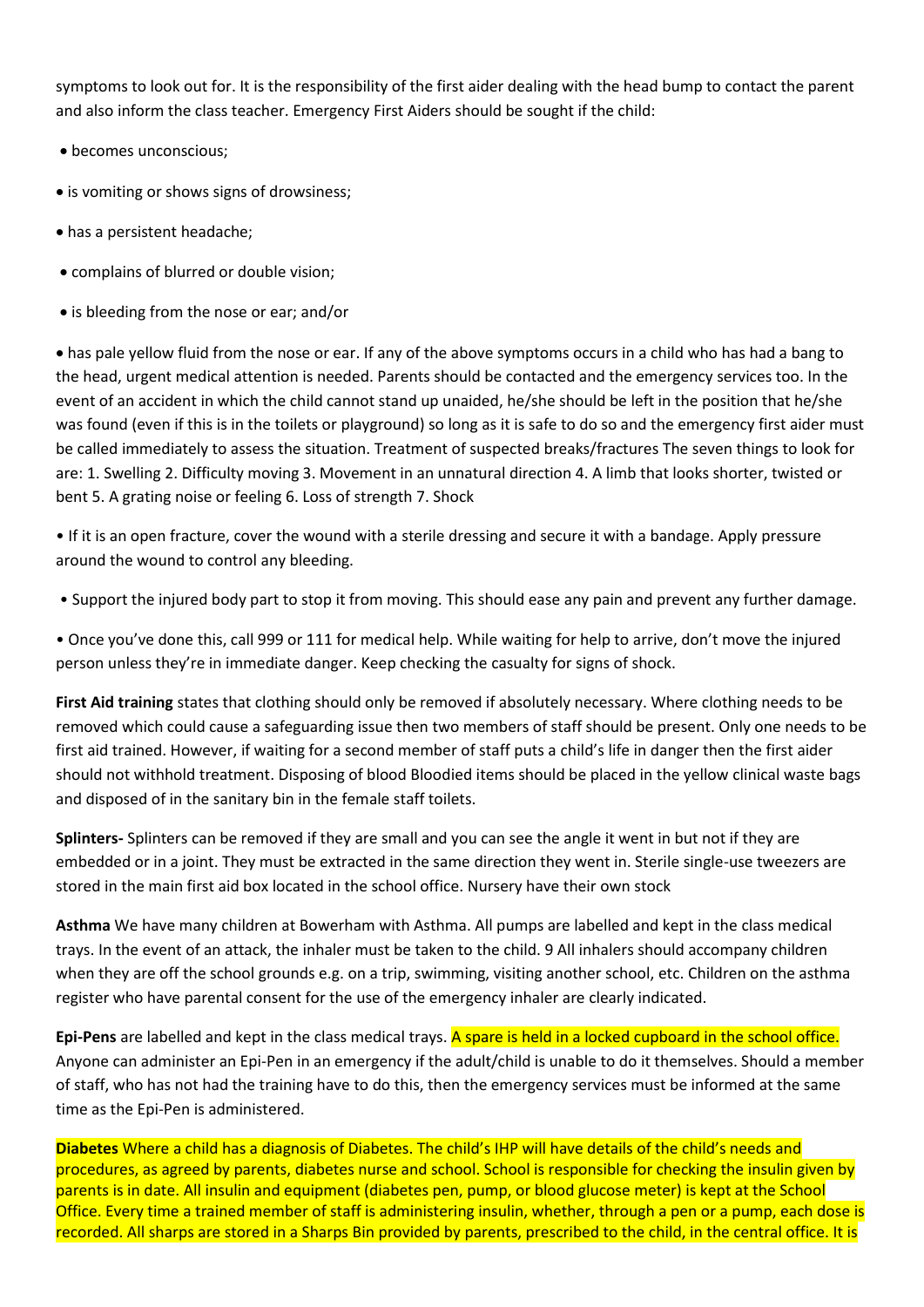symptoms to look out for. It is the responsibility of the first aider dealing with the head bump to contact the parent and also inform the class teacher. Emergency First Aiders should be sought if the child:

- becomes unconscious;
- is vomiting or shows signs of drowsiness;
- has a persistent headache;
- complains of blurred or double vision;
- is bleeding from the nose or ear; and/or
- has pale yellow fluid from the nose or ear. If any of the above symptoms occurs in a child who has had a bang to the head, urgent medical attention is needed. Parents should be contacted and the emergency services too. In the event of an accident in which the child cannot stand up unaided, he/she should be left in the position that he/she was found (even if this is in the toilets or playground) so long as it is safe to do so and the emergency first aider must be called immediately to assess the situation. Treatment of suspected breaks/fractures The seven things to look for are: 1. Swelling 2. Difficulty moving 3. Movement in an unnatural direction 4. A limb that looks shorter, twisted or bent 5. A grating noise or feeling 6. Loss of strength 7. Shock

- If it is an open fracture, cover the wound with a sterile dressing and secure it with a bandage. Apply pressure around the wound to control any bleeding.
- Support the injured body part to stop it from moving. This should ease any pain and prevent any further damage.
- Once you've done this, call 999 or 111 for medical help. While waiting for help to arrive, don't move the injured person unless they're in immediate danger. Keep checking the casualty for signs of shock.

**First Aid training** states that clothing should only be removed if absolutely necessary. Where clothing needs to be removed which could cause a safeguarding issue then two members of staff should be present. Only one needs to be first aid trained. However, if waiting for a second member of staff puts a child's life in danger then the first aider should not withhold treatment. Disposing of blood Bloodied items should be placed in the yellow clinical waste bags and disposed of in the sanitary bin in the female staff toilets.

**Splinters-** Splinters can be removed if they are small and you can see the angle it went in but not if they are embedded or in a joint. They must be extracted in the same direction they went in. Sterile single-use tweezers are stored in the main first aid box located in the school office. Nursery have their own stock

**Asthma** We have many children at Bowerham with Asthma. All pumps are labelled and kept in the class medical trays. In the event of an attack, the inhaler must be taken to the child. 9 All inhalers should accompany children when they are off the school grounds e.g. on a trip, swimming, visiting another school, etc. Children on the asthma register who have parental consent for the use of the emergency inhaler are clearly indicated.

**Epi-Pens** are labelled and kept in the class medical trays. A spare is held in a locked cupboard in the school office. Anyone can administer an Epi-Pen in an emergency if the adult/child is unable to do it themselves. Should a member of staff, who has not had the training have to do this, then the emergency services must be informed at the same time as the Epi-Pen is administered.

**Diabetes** Where a child has a diagnosis of Diabetes. The child's IHP will have details of the child's needs and procedures, as agreed by parents, diabetes nurse and school. School is responsible for checking the insulin given by parents is in date. All insulin and equipment (diabetes pen, pump, or blood glucose meter) is kept at the School Office. Every time a trained member of staff is administering insulin, whether, through a pen or a pump, each dose is recorded. All sharps are stored in a Sharps Bin provided by parents, prescribed to the child, in the central office. It is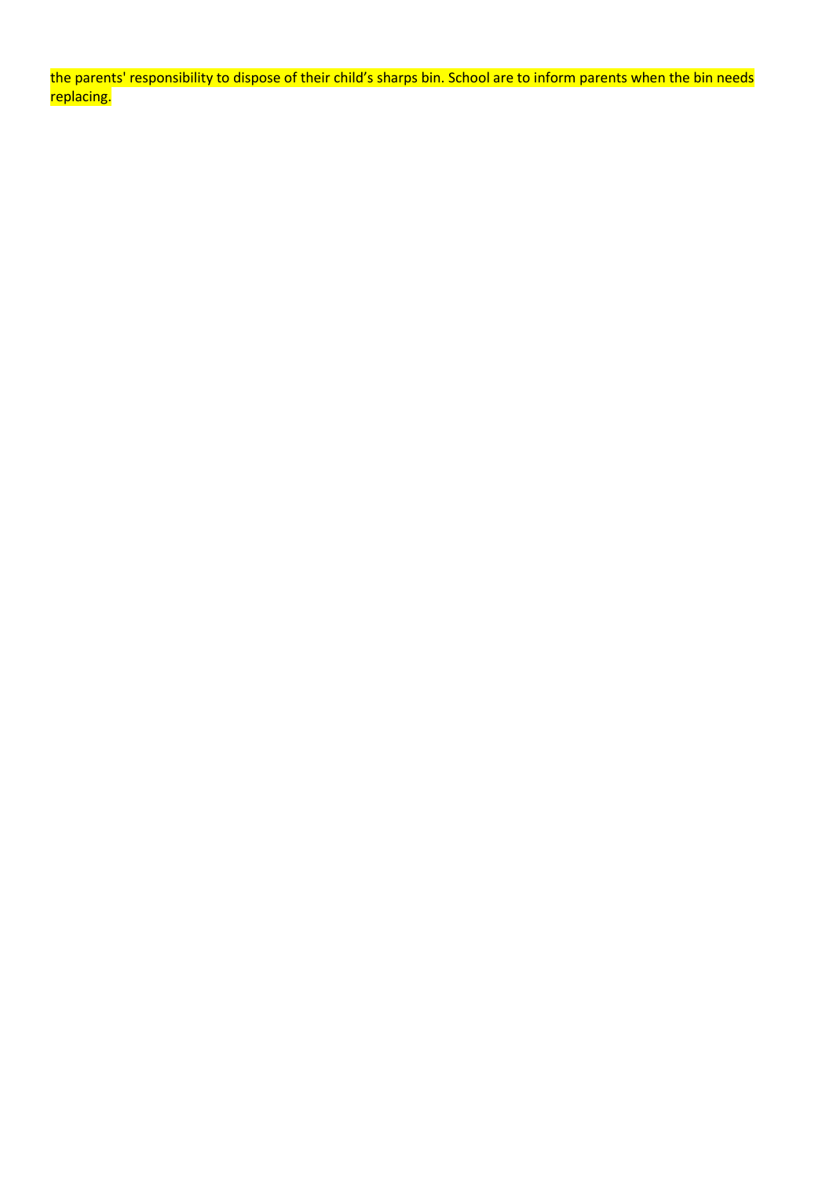the parents' responsibility to dispose of their child's sharps bin. School are to inform parents when the bin needs replacing.